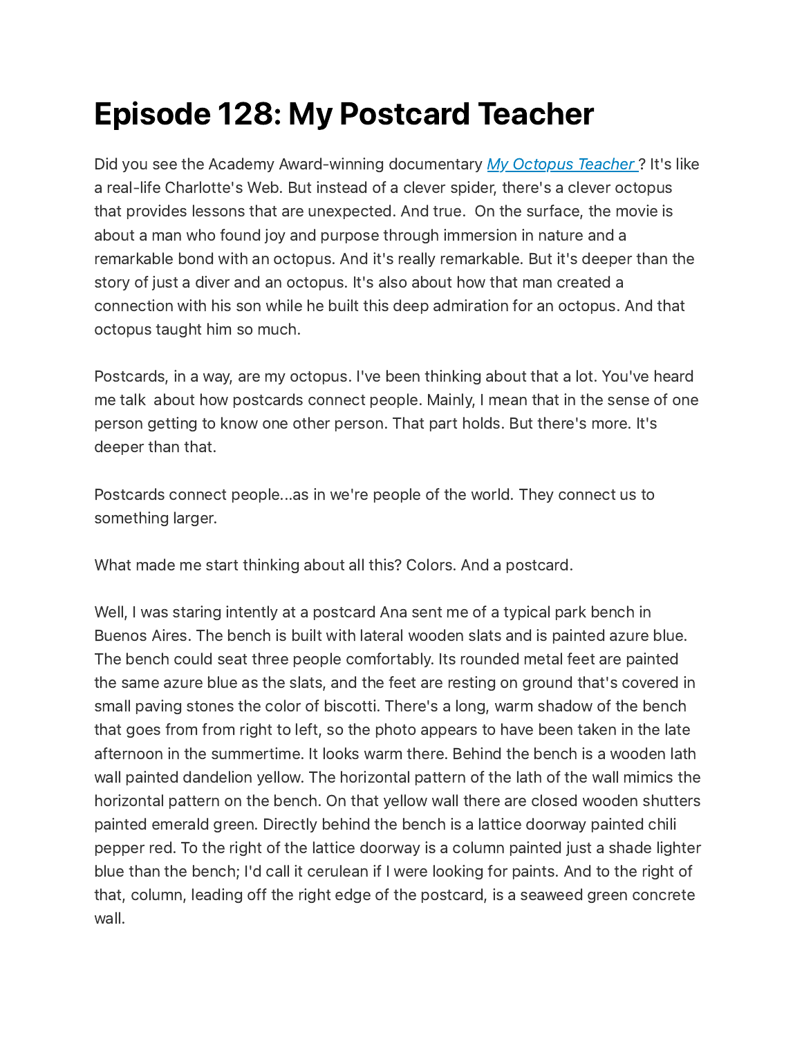# Episode 128: My Postcard Teacher

Did you see the Academy Award-winning documentary [*My Octopus Teacher*](#)? It's like a real-life Charlotte's Web. But instead of a clever spider, there's a clever octopus that provides lessons that are unexpected. And true. On the surface, the movie is about a man who found joy and purpose through immersion in nature and a remarkable bond with an octopus. And it's really remarkable. But it's deeper than the story of just a diver and an octopus. It's also about how that man created a connection with his son while he built this deep admiration for an octopus. And that octopus taught him so much.

Postcards, in a way, are my octopus. I've been thinking about that a lot. You've heard me talk about how postcards connect people. Mainly, I mean that in the sense of one person getting to know one other person. That part holds. But there's more. It's deeper than that.

Postcards connect people...as in we're people of the world. They connect us to something larger.

What made me start thinking about all this? Colors. And a postcard.

Well, I was staring intently at a postcard Ana sent me of a typical park bench in Buenos Aires. The bench is built with lateral wooden slats and is painted azure blue. The bench could seat three people comfortably. Its rounded metal feet are painted the same azure blue as the slats, and the feet are resting on ground that's covered in small paving stones the color of biscotti. There's a long, warm shadow of the bench that goes from from right to left, so the photo appears to have been taken in the late afternoon in the summertime. It looks warm there. Behind the bench is a wooden lath wall painted dandelion yellow. The horizontal pattern of the lath of the wall mimics the horizontal pattern on the bench. On that yellow wall there are closed wooden shutters painted emerald green. Directly behind the bench is a lattice doorway painted chili pepper red. To the right of the lattice doorway is a column painted just a shade lighter blue than the bench; I'd call it cerulean if I were looking for paints. And to the right of that, column, leading off the right edge of the postcard, is a seaweed green concrete wall.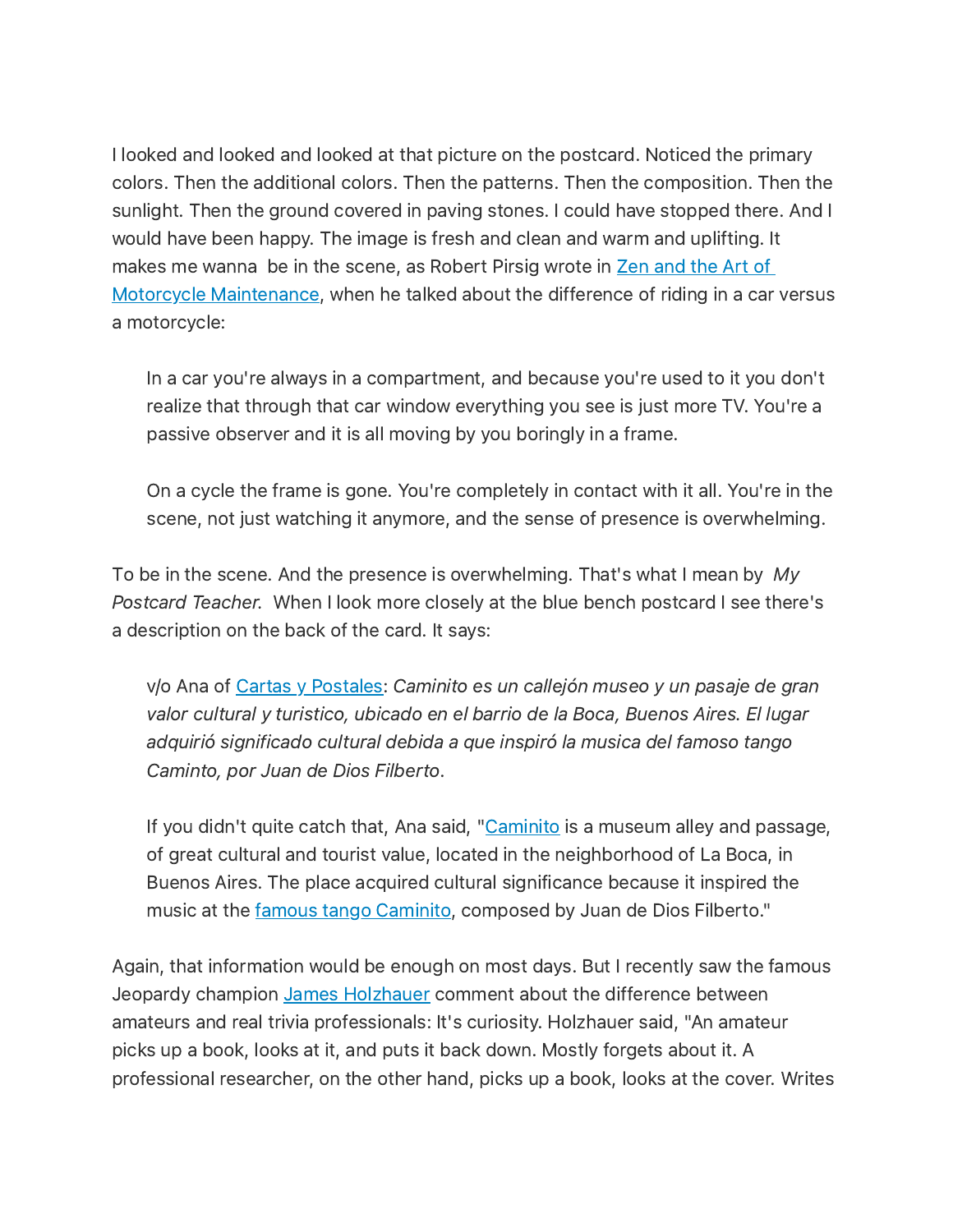I looked and looked and looked at that picture on the postcard. Noticed the primary colors. Then the additional colors. Then the patterns. Then the composition. Then the sunlight. Then the ground covered in paving stones. I could have stopped there. And I would have been happy. The image is fresh and clean and warm and uplifting. It makes me wanna  be in the scene, as Robert Pirsig wrote in [Zen and the Art of Motorcycle Maintenance](), when he talked about the difference of riding in a car versus a motorcycle:

> In a car you're always in a compartment, and because you're used to it you don't realize that through that car window everything you see is just more TV. You're a passive observer and it is all moving by you boringly in a frame.
>
> On a cycle the frame is gone. You're completely in contact with it all. You're in the scene, not just watching it anymore, and the sense of presence is overwhelming.

To be in the scene. And the presence is overwhelming. That's what I mean by *My Postcard Teacher.* When I look more closely at the blue bench postcard I see there's a description on the back of the card. It says:

> v/o Ana of [Cartas y Postales](): *Caminito es un callejón museo y un pasaje de gran valor cultural y turistico, ubicado en el barrio de la Boca, Buenos Aires. El lugar adquirió significado cultural debida a que inspiró la musica del famoso tango Caminto, por Juan de Dios Filberto*.
>
> If you didn't quite catch that, Ana said, "[Caminito]() is a museum alley and passage, of great cultural and tourist value, located in the neighborhood of La Boca, in Buenos Aires. The place acquired cultural significance because it inspired the music at the [famous tango Caminito](), composed by Juan de Dios Filberto."

Again, that information would be enough on most days. But I recently saw the famous Jeopardy champion [James Holzhauer]() comment about the difference between amateurs and real trivia professionals: It's curiosity. Holzhauer said, "An amateur picks up a book, looks at it, and puts it back down. Mostly forgets about it. A professional researcher, on the other hand, picks up a book, looks at the cover. Writes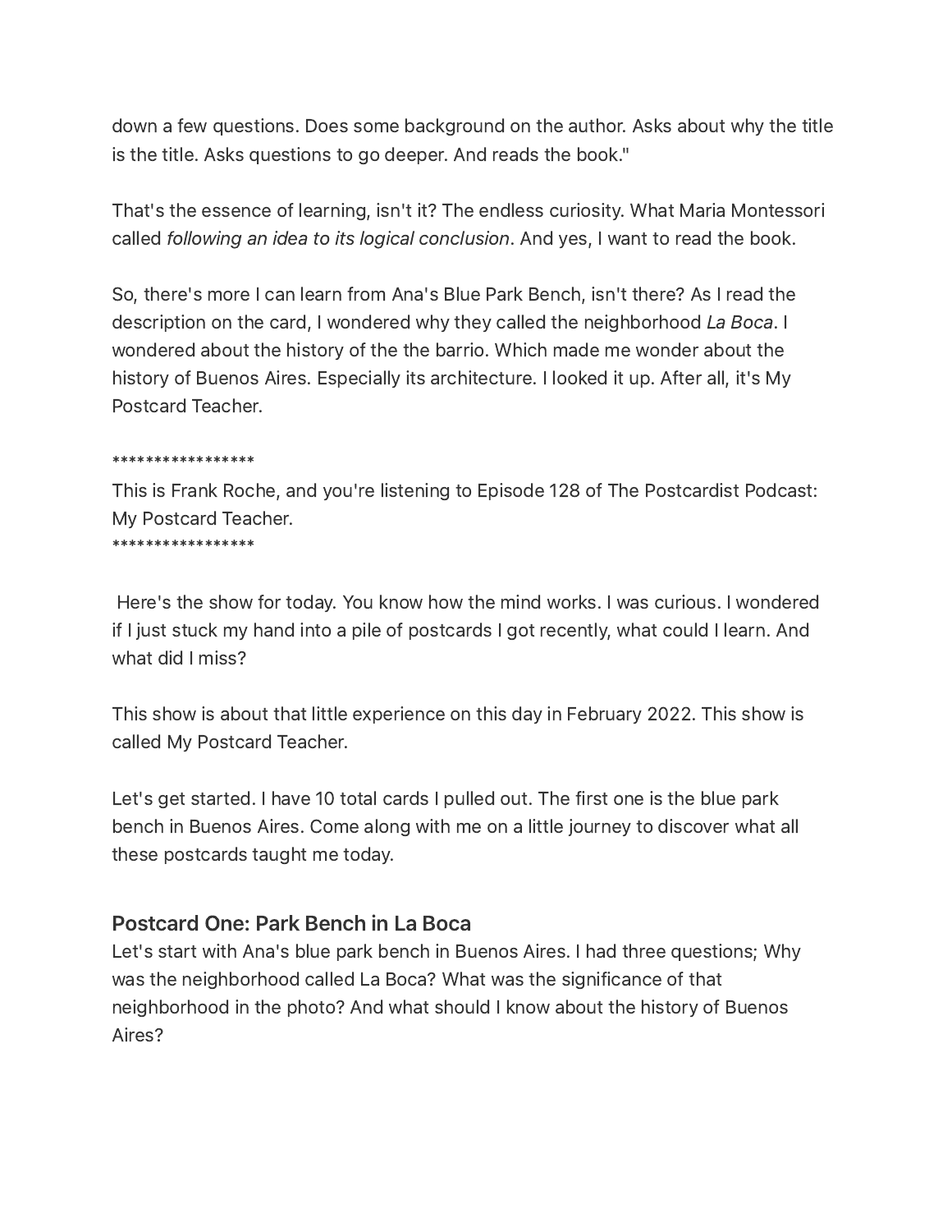down a few questions. Does some background on the author. Asks about why the title is the title. Asks questions to go deeper. And reads the book."

That's the essence of learning, isn't it? The endless curiosity. What Maria Montessori called *following an idea to its logical conclusion*. And yes, I want to read the book.

So, there's more I can learn from Ana's Blue Park Bench, isn't there? As I read the description on the card, I wondered why they called the neighborhood *La Boca*. I wondered about the history of the the barrio. Which made me wonder about the history of Buenos Aires. Especially its architecture. I looked it up. After all, it's My Postcard Teacher.

*****************
This is Frank Roche, and you're listening to Episode 128 of The Postcardist Podcast: My Postcard Teacher.
*****************

Here's the show for today. You know how the mind works. I was curious. I wondered if I just stuck my hand into a pile of postcards I got recently, what could I learn. And what did I miss?

This show is about that little experience on this day in February 2022. This show is called My Postcard Teacher.

Let's get started. I have 10 total cards I pulled out. The first one is the blue park bench in Buenos Aires. Come along with me on a little journey to discover what all these postcards taught me today.

### Postcard One: Park Bench in La Boca

Let's start with Ana's blue park bench in Buenos Aires. I had three questions; Why was the neighborhood called La Boca? What was the significance of that neighborhood in the photo? And what should I know about the history of Buenos Aires?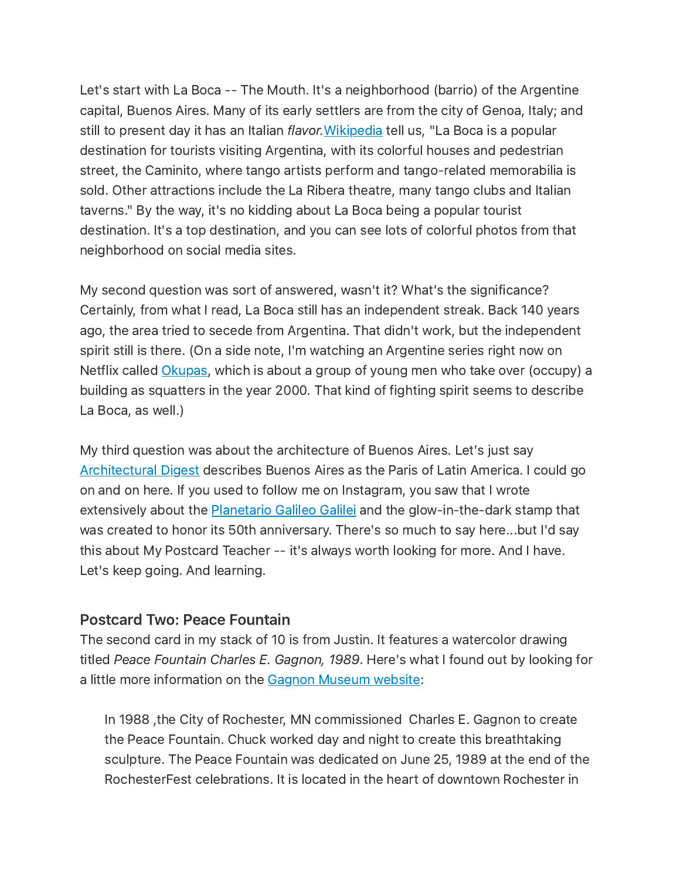Let's start with La Boca -- The Mouth. It's a neighborhood (barrio) of the Argentine capital, Buenos Aires. Many of its early settlers are from the city of Genoa, Italy; and still to present day it has an Italian *flavor.*[Wikipedia](#) tell us, "La Boca is a popular destination for tourists visiting Argentina, with its colorful houses and pedestrian street, the Caminito, where tango artists perform and tango-related memorabilia is sold. Other attractions include the La Ribera theatre, many tango clubs and Italian taverns." By the way, it's no kidding about La Boca being a popular tourist destination. It's a top destination, and you can see lots of colorful photos from that neighborhood on social media sites.

My second question was sort of answered, wasn't it? What's the significance? Certainly, from what I read, La Boca still has an independent streak. Back 140 years ago, the area tried to secede from Argentina. That didn't work, but the independent spirit still is there. (On a side note, I'm watching an Argentine series right now on Netflix called [Okupas](#), which is about a group of young men who take over (occupy) a building as squatters in the year 2000. That kind of fighting spirit seems to describe La Boca, as well.)

My third question was about the architecture of Buenos Aires. Let's just say [Architectural Digest](#) describes Buenos Aires as the Paris of Latin America. I could go on and on here. If you used to follow me on Instagram, you saw that I wrote extensively about the [Planetario Galileo Galilei](#) and the glow-in-the-dark stamp that was created to honor its 50th anniversary. There's so much to say here...but I'd say this about My Postcard Teacher -- it's always worth looking for more. And I have. Let's keep going. And learning.

### Postcard Two: Peace Fountain

The second card in my stack of 10 is from Justin. It features a watercolor drawing titled *Peace Fountain Charles E. Gagnon, 1989*. Here's what I found out by looking for a little more information on the [Gagnon Museum website](#):

> In 1988 ,the City of Rochester, MN commissioned Charles E. Gagnon to create the Peace Fountain. Chuck worked day and night to create this breathtaking sculpture. The Peace Fountain was dedicated on June 25, 1989 at the end of the RochesterFest celebrations. It is located in the heart of downtown Rochester in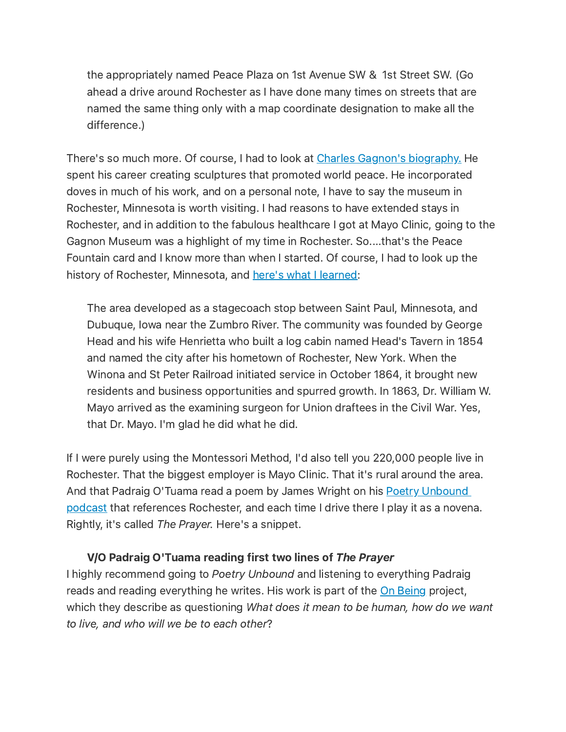> the appropriately named Peace Plaza on 1st Avenue SW & 1st Street SW. (Go ahead a drive around Rochester as I have done many times on streets that are named the same thing only with a map coordinate designation to make all the difference.)

There's so much more. Of course, I had to look at [Charles Gagnon's biography.](#) He spent his career creating sculptures that promoted world peace. He incorporated doves in much of his work, and on a personal note, I have to say the museum in Rochester, Minnesota is worth visiting. I had reasons to have extended stays in Rochester, and in addition to the fabulous healthcare I got at Mayo Clinic, going to the Gagnon Museum was a highlight of my time in Rochester. So....that's the Peace Fountain card and I know more than when I started. Of course, I had to look up the history of Rochester, Minnesota, and [here's what I learned](#):

> The area developed as a stagecoach stop between Saint Paul, Minnesota, and Dubuque, Iowa near the Zumbro River. The community was founded by George Head and his wife Henrietta who built a log cabin named Head's Tavern in 1854 and named the city after his hometown of Rochester, New York. When the Winona and St Peter Railroad initiated service in October 1864, it brought new residents and business opportunities and spurred growth. In 1863, Dr. William W. Mayo arrived as the examining surgeon for Union draftees in the Civil War. Yes, that Dr. Mayo. I'm glad he did what he did.

If I were purely using the Montessori Method, I'd also tell you 220,000 people live in Rochester. That the biggest employer is Mayo Clinic. That it's rural around the area. And that Padraig O'Tuama read a poem by James Wright on his [Poetry Unbound podcast](#) that references Rochester, and each time I drive there I play it as a novena. Rightly, it's called *The Prayer*. Here's a snippet.

> **V/O Padraig O'Tuama reading first two lines of *The Prayer***

I highly recommend going to *Poetry Unbound* and listening to everything Padraig reads and reading everything he writes. His work is part of the [On Being](#) project, which they describe as questioning *What does it mean to be human, how do we want to live, and who will we be to each other*?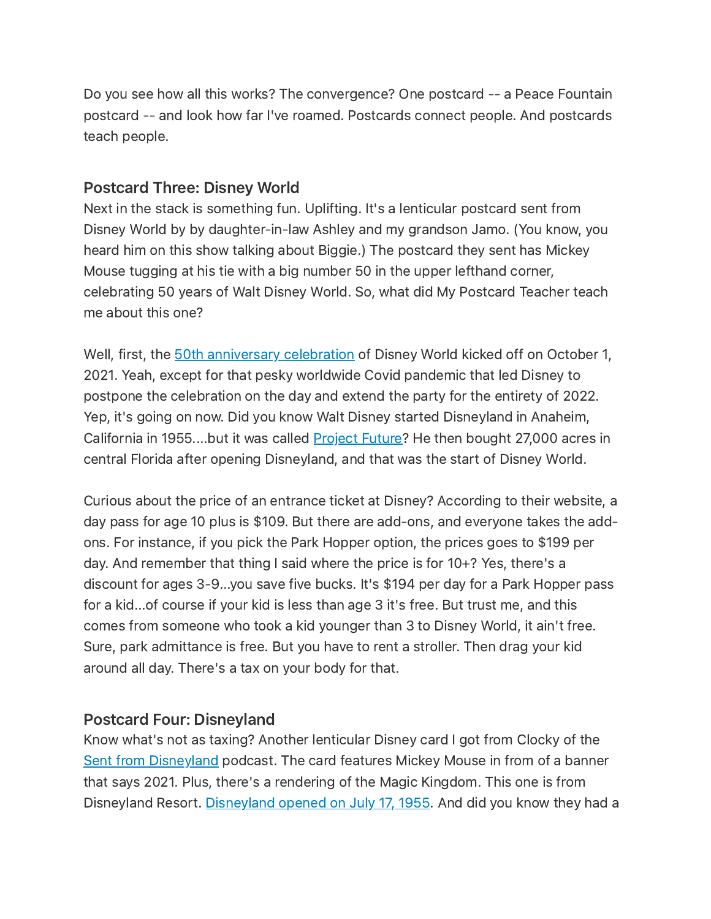Do you see how all this works? The convergence? One postcard -- a Peace Fountain postcard -- and look how far I've roamed. Postcards connect people. And postcards teach people.

### Postcard Three: Disney World

Next in the stack is something fun. Uplifting. It's a lenticular postcard sent from Disney World by by daughter-in-law Ashley and my grandson Jamo. (You know, you heard him on this show talking about Biggie.) The postcard they sent has Mickey Mouse tugging at his tie with a big number 50 in the upper lefthand corner, celebrating 50 years of Walt Disney World. So, what did My Postcard Teacher teach me about this one?

Well, first, the [50th anniversary celebration](#) of Disney World kicked off on October 1, 2021. Yeah, except for that pesky worldwide Covid pandemic that led Disney to postpone the celebration on the day and extend the party for the entirety of 2022. Yep, it's going on now. Did you know Walt Disney started Disneyland in Anaheim, California in 1955....but it was called [Project Future](#)? He then bought 27,000 acres in central Florida after opening Disneyland, and that was the start of Disney World.

Curious about the price of an entrance ticket at Disney? According to their website, a day pass for age 10 plus is $109. But there are add-ons, and everyone takes the add-ons. For instance, if you pick the Park Hopper option, the prices goes to $199 per day. And remember that thing I said where the price is for 10+? Yes, there's a discount for ages 3-9...you save five bucks. It's $194 per day for a Park Hopper pass for a kid...of course if your kid is less than age 3 it's free. But trust me, and this comes from someone who took a kid younger than 3 to Disney World, it ain't free. Sure, park admittance is free. But you have to rent a stroller. Then drag your kid around all day. There's a tax on your body for that.

### Postcard Four: Disneyland

Know what's not as taxing? Another lenticular Disney card I got from Clocky of the [Sent from Disneyland](#) podcast. The card features Mickey Mouse in from of a banner that says 2021. Plus, there's a rendering of the Magic Kingdom. This one is from Disneyland Resort. [Disneyland opened on July 17, 1955](#). And did you know they had a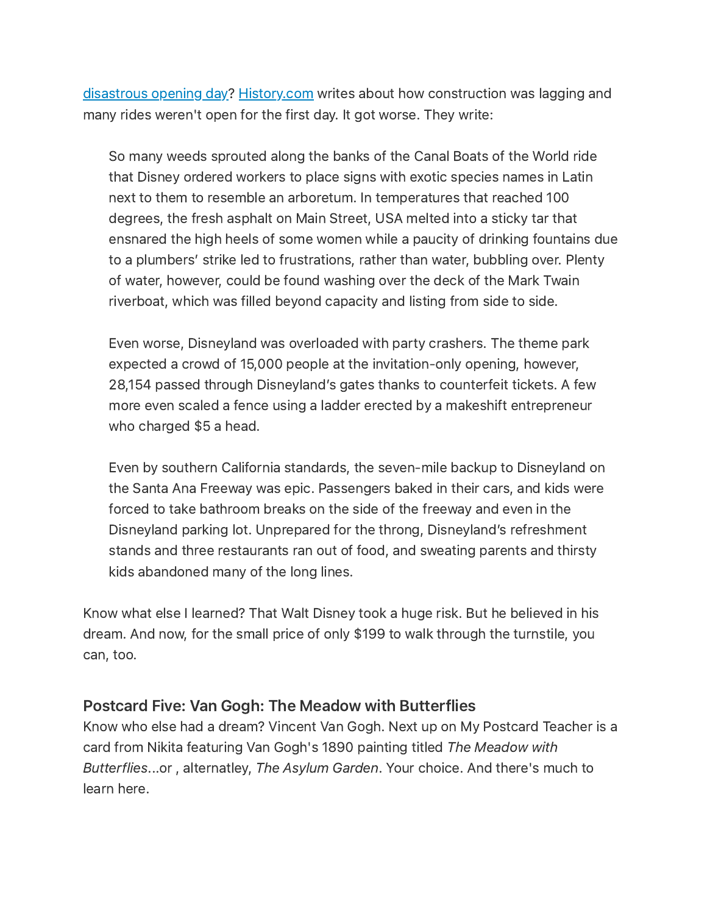[disastrous opening day](#)? [History.com](#) writes about how construction was lagging and many rides weren't open for the first day. It got worse. They write:

> So many weeds sprouted along the banks of the Canal Boats of the World ride that Disney ordered workers to place signs with exotic species names in Latin next to them to resemble an arboretum. In temperatures that reached 100 degrees, the fresh asphalt on Main Street, USA melted into a sticky tar that ensnared the high heels of some women while a paucity of drinking fountains due to a plumbers' strike led to frustrations, rather than water, bubbling over. Plenty of water, however, could be found washing over the deck of the Mark Twain riverboat, which was filled beyond capacity and listing from side to side.
>
> Even worse, Disneyland was overloaded with party crashers. The theme park expected a crowd of 15,000 people at the invitation-only opening, however, 28,154 passed through Disneyland's gates thanks to counterfeit tickets. A few more even scaled a fence using a ladder erected by a makeshift entrepreneur who charged $5 a head.
>
> Even by southern California standards, the seven-mile backup to Disneyland on the Santa Ana Freeway was epic. Passengers baked in their cars, and kids were forced to take bathroom breaks on the side of the freeway and even in the Disneyland parking lot. Unprepared for the throng, Disneyland's refreshment stands and three restaurants ran out of food, and sweating parents and thirsty kids abandoned many of the long lines.

Know what else I learned? That Walt Disney took a huge risk. But he believed in his dream. And now, for the small price of only $199 to walk through the turnstile, you can, too.

### Postcard Five: Van Gogh: The Meadow with Butterflies

Know who else had a dream? Vincent Van Gogh. Next up on My Postcard Teacher is a card from Nikita featuring Van Gogh's 1890 painting titled *The Meadow with Butterflies*...or , alternatley, *The Asylum Garden*. Your choice. And there's much to learn here.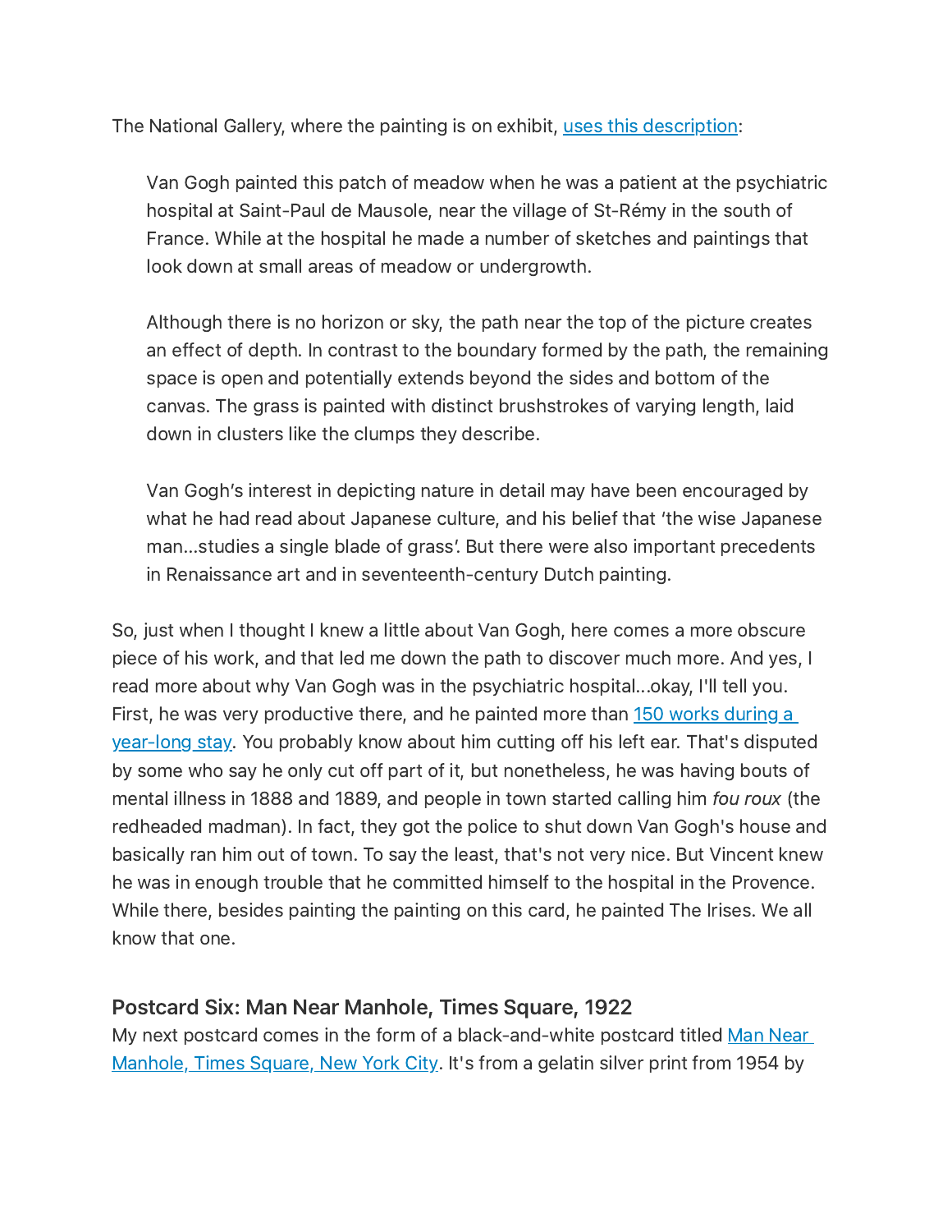The National Gallery, where the painting is on exhibit, [uses this description]():

> Van Gogh painted this patch of meadow when he was a patient at the psychiatric hospital at Saint-Paul de Mausole, near the village of St-Rémy in the south of France. While at the hospital he made a number of sketches and paintings that look down at small areas of meadow or undergrowth.
>
> Although there is no horizon or sky, the path near the top of the picture creates an effect of depth. In contrast to the boundary formed by the path, the remaining space is open and potentially extends beyond the sides and bottom of the canvas. The grass is painted with distinct brushstrokes of varying length, laid down in clusters like the clumps they describe.
>
> Van Gogh's interest in depicting nature in detail may have been encouraged by what he had read about Japanese culture, and his belief that 'the wise Japanese man...studies a single blade of grass'. But there were also important precedents in Renaissance art and in seventeenth-century Dutch painting.

So, just when I thought I knew a little about Van Gogh, here comes a more obscure piece of his work, and that led me down the path to discover much more. And yes, I read more about why Van Gogh was in the psychiatric hospital...okay, I'll tell you. First, he was very productive there, and he painted more than [150 works during a year-long stay](). You probably know about him cutting off his left ear. That's disputed by some who say he only cut off part of it, but nonetheless, he was having bouts of mental illness in 1888 and 1889, and people in town started calling him *fou roux* (the redheaded madman). In fact, they got the police to shut down Van Gogh's house and basically ran him out of town. To say the least, that's not very nice. But Vincent knew he was in enough trouble that he committed himself to the hospital in the Provence. While there, besides painting the painting on this card, he painted The Irises. We all know that one.

### Postcard Six: Man Near Manhole, Times Square, 1922

My next postcard comes in the form of a black-and-white postcard titled [Man Near Manhole, Times Square, New York City](). It's from a gelatin silver print from 1954 by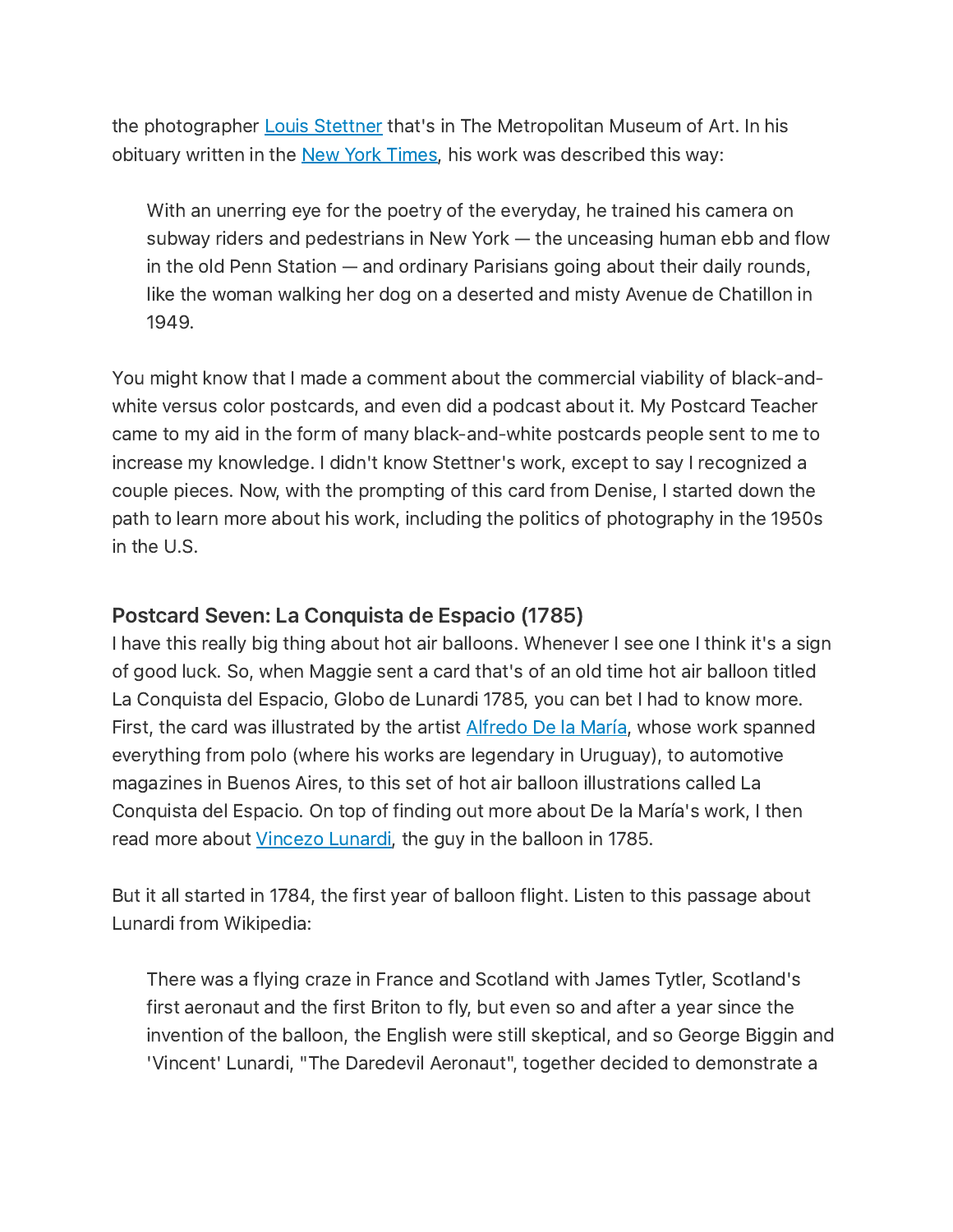the photographer [Louis Stettner](#) that's in The Metropolitan Museum of Art. In his obituary written in the [New York Times](#), his work was described this way:

> With an unerring eye for the poetry of the everyday, he trained his camera on subway riders and pedestrians in New York — the unceasing human ebb and flow in the old Penn Station — and ordinary Parisians going about their daily rounds, like the woman walking her dog on a deserted and misty Avenue de Chatillon in 1949.

You might know that I made a comment about the commercial viability of black-and-white versus color postcards, and even did a podcast about it. My Postcard Teacher came to my aid in the form of many black-and-white postcards people sent to me to increase my knowledge. I didn't know Stettner's work, except to say I recognized a couple pieces. Now, with the prompting of this card from Denise, I started down the path to learn more about his work, including the politics of photography in the 1950s in the U.S.

### Postcard Seven: La Conquista de Espacio (1785)

I have this really big thing about hot air balloons. Whenever I see one I think it's a sign of good luck. So, when Maggie sent a card that's of an old time hot air balloon titled La Conquista del Espacio, Globo de Lunardi 1785, you can bet I had to know more. First, the card was illustrated by the artist [Alfredo De la María](#), whose work spanned everything from polo (where his works are legendary in Uruguay), to automotive magazines in Buenos Aires, to this set of hot air balloon illustrations called La Conquista del Espacio. On top of finding out more about De la María's work, I then read more about [Vincezo Lunardi](#), the guy in the balloon in 1785.

But it all started in 1784, the first year of balloon flight. Listen to this passage about Lunardi from Wikipedia:

> There was a flying craze in France and Scotland with James Tytler, Scotland's first aeronaut and the first Briton to fly, but even so and after a year since the invention of the balloon, the English were still skeptical, and so George Biggin and 'Vincent' Lunardi, "The Daredevil Aeronaut", together decided to demonstrate a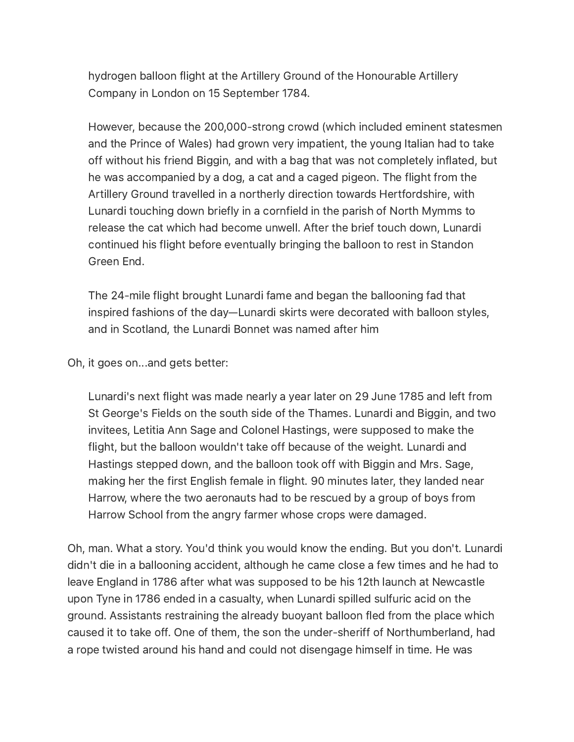> hydrogen balloon flight at the Artillery Ground of the Honourable Artillery Company in London on 15 September 1784.
>
> However, because the 200,000-strong crowd (which included eminent statesmen and the Prince of Wales) had grown very impatient, the young Italian had to take off without his friend Biggin, and with a bag that was not completely inflated, but he was accompanied by a dog, a cat and a caged pigeon. The flight from the Artillery Ground travelled in a northerly direction towards Hertfordshire, with Lunardi touching down briefly in a cornfield in the parish of North Mymms to release the cat which had become unwell. After the brief touch down, Lunardi continued his flight before eventually bringing the balloon to rest in Standon Green End.
>
> The 24-mile flight brought Lunardi fame and began the ballooning fad that inspired fashions of the day—Lunardi skirts were decorated with balloon styles, and in Scotland, the Lunardi Bonnet was named after him

Oh, it goes on...and gets better:

> Lunardi's next flight was made nearly a year later on 29 June 1785 and left from St George's Fields on the south side of the Thames. Lunardi and Biggin, and two invitees, Letitia Ann Sage and Colonel Hastings, were supposed to make the flight, but the balloon wouldn't take off because of the weight. Lunardi and Hastings stepped down, and the balloon took off with Biggin and Mrs. Sage, making her the first English female in flight. 90 minutes later, they landed near Harrow, where the two aeronauts had to be rescued by a group of boys from Harrow School from the angry farmer whose crops were damaged.

Oh, man. What a story. You'd think you would know the ending. But you don't. Lunardi didn't die in a ballooning accident, although he came close a few times and he had to leave England in 1786 after what was supposed to be his 12th launch at Newcastle upon Tyne in 1786 ended in a casualty, when Lunardi spilled sulfuric acid on the ground. Assistants restraining the already buoyant balloon fled from the place which caused it to take off. One of them, the son the under-sheriff of Northumberland, had a rope twisted around his hand and could not disengage himself in time. He was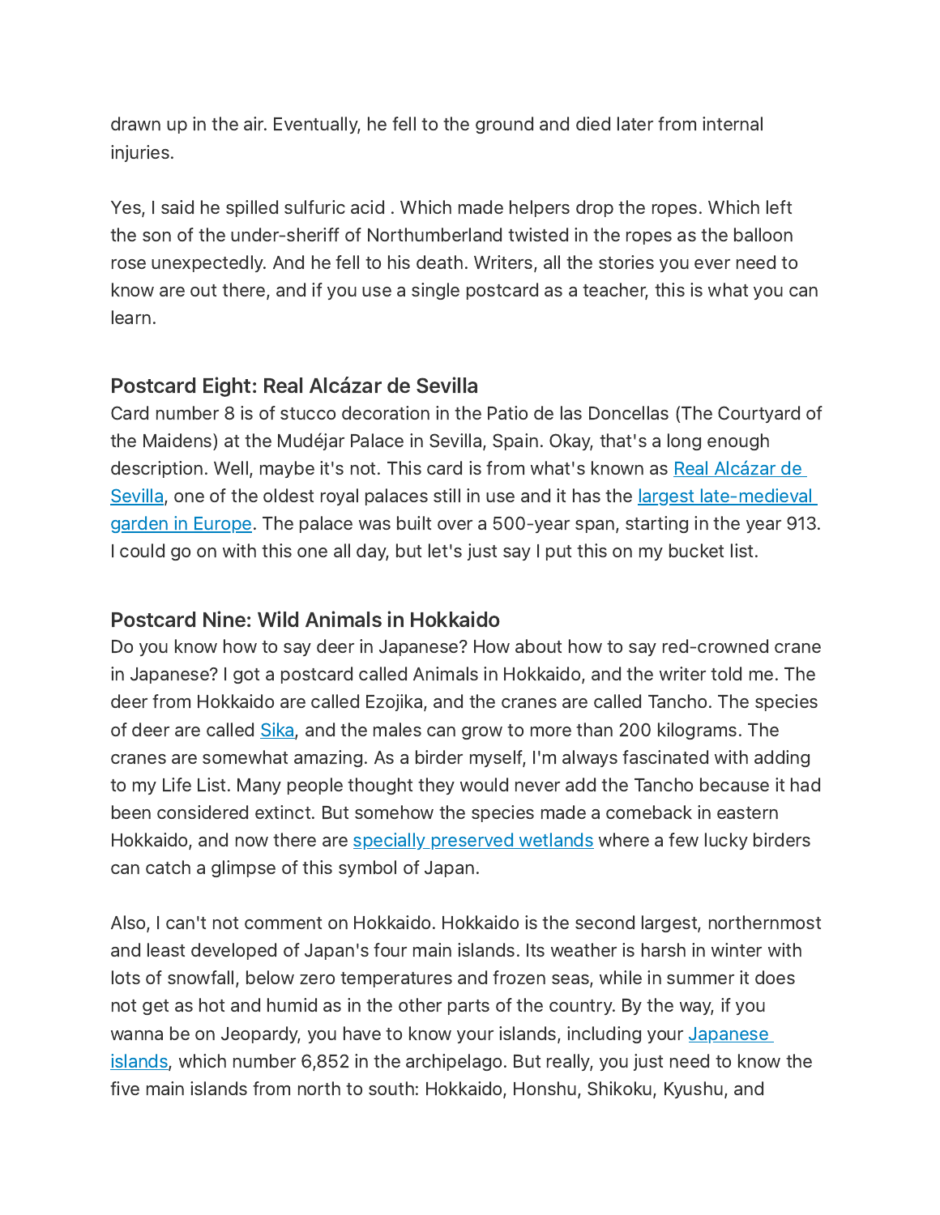drawn up in the air. Eventually, he fell to the ground and died later from internal injuries.

Yes, I said he spilled sulfuric acid . Which made helpers drop the ropes. Which left the son of the under-sheriff of Northumberland twisted in the ropes as the balloon rose unexpectedly. And he fell to his death. Writers, all the stories you ever need to know are out there, and if you use a single postcard as a teacher, this is what you can learn.

### Postcard Eight: Real Alcázar de Sevilla

Card number 8 is of stucco decoration in the Patio de las Doncellas (The Courtyard of the Maidens) at the Mudéjar Palace in Sevilla, Spain. Okay, that's a long enough description. Well, maybe it's not. This card is from what's known as Real Alcázar de Sevilla, one of the oldest royal palaces still in use and it has the largest late-medieval garden in Europe. The palace was built over a 500-year span, starting in the year 913. I could go on with this one all day, but let's just say I put this on my bucket list.

### Postcard Nine: Wild Animals in Hokkaido

Do you know how to say deer in Japanese? How about how to say red-crowned crane in Japanese? I got a postcard called Animals in Hokkaido, and the writer told me. The deer from Hokkaido are called Ezojika, and the cranes are called Tancho. The species of deer are called Sika, and the males can grow to more than 200 kilograms. The cranes are somewhat amazing. As a birder myself, I'm always fascinated with adding to my Life List. Many people thought they would never add the Tancho because it had been considered extinct. But somehow the species made a comeback in eastern Hokkaido, and now there are specially preserved wetlands where a few lucky birders can catch a glimpse of this symbol of Japan.

Also, I can't not comment on Hokkaido. Hokkaido is the second largest, northernmost and least developed of Japan's four main islands. Its weather is harsh in winter with lots of snowfall, below zero temperatures and frozen seas, while in summer it does not get as hot and humid as in the other parts of the country. By the way, if you wanna be on Jeopardy, you have to know your islands, including your Japanese islands, which number 6,852 in the archipelago. But really, you just need to know the five main islands from north to south: Hokkaido, Honshu, Shikoku, Kyushu, and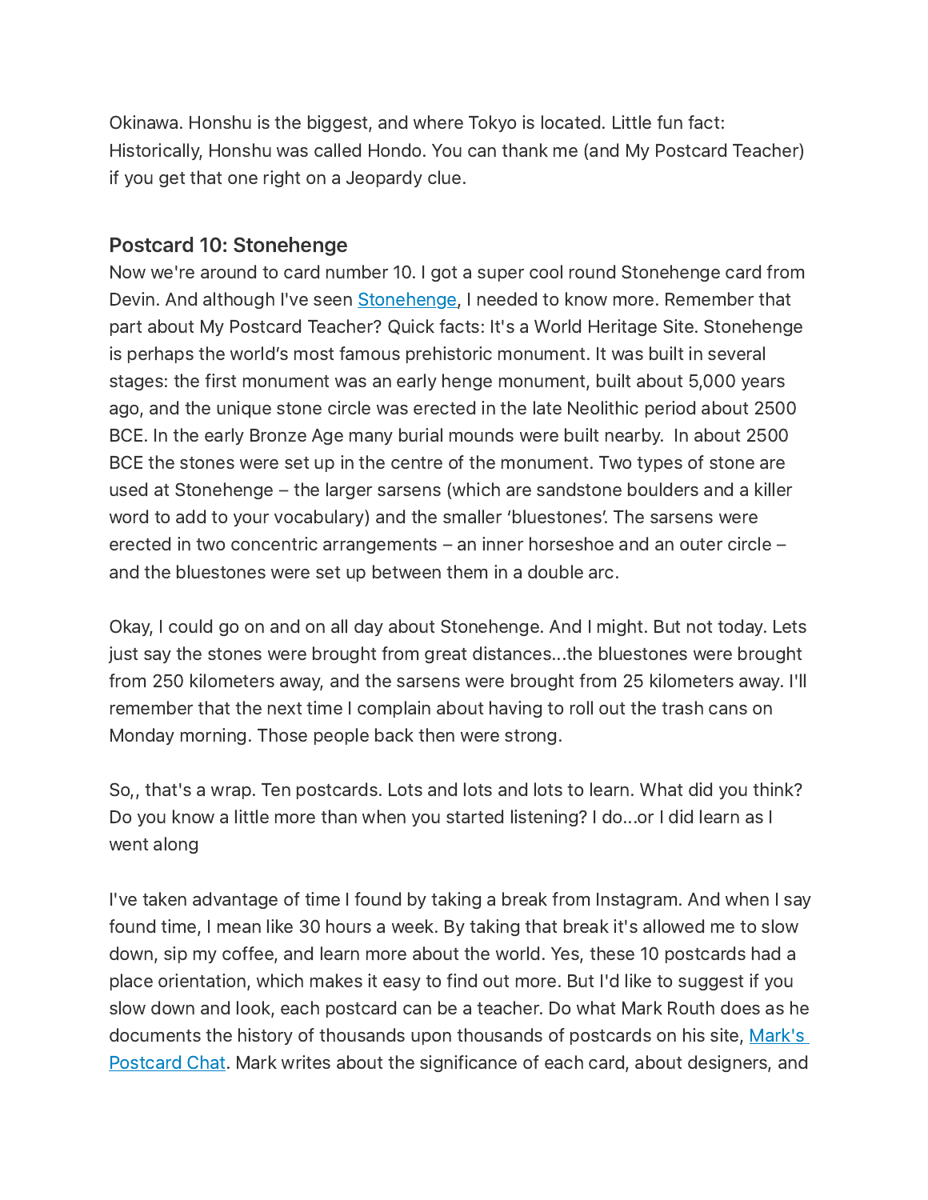Okinawa. Honshu is the biggest, and where Tokyo is located. Little fun fact: Historically, Honshu was called Hondo. You can thank me (and My Postcard Teacher) if you get that one right on a Jeopardy clue.

### Postcard 10: Stonehenge

Now we're around to card number 10. I got a super cool round Stonehenge card from Devin. And although I've seen [Stonehenge](), I needed to know more. Remember that part about My Postcard Teacher? Quick facts: It's a World Heritage Site. Stonehenge is perhaps the world's most famous prehistoric monument. It was built in several stages: the first monument was an early henge monument, built about 5,000 years ago, and the unique stone circle was erected in the late Neolithic period about 2500 BCE. In the early Bronze Age many burial mounds were built nearby.  In about 2500 BCE the stones were set up in the centre of the monument. Two types of stone are used at Stonehenge – the larger sarsens (which are sandstone boulders and a killer word to add to your vocabulary) and the smaller 'bluestones'. The sarsens were erected in two concentric arrangements – an inner horseshoe and an outer circle – and the bluestones were set up between them in a double arc.

Okay, I could go on and on all day about Stonehenge. And I might. But not today. Lets just say the stones were brought from great distances...the bluestones were brought from 250 kilometers away, and the sarsens were brought from 25 kilometers away. I'll remember that the next time I complain about having to roll out the trash cans on Monday morning. Those people back then were strong.

So,, that's a wrap. Ten postcards. Lots and lots and lots to learn. What did you think? Do you know a little more than when you started listening? I do...or I did learn as I went along

I've taken advantage of time I found by taking a break from Instagram. And when I say found time, I mean like 30 hours a week. By taking that break it's allowed me to slow down, sip my coffee, and learn more about the world. Yes, these 10 postcards had a place orientation, which makes it easy to find out more. But I'd like to suggest if you slow down and look, each postcard can be a teacher. Do what Mark Routh does as he documents the history of thousands upon thousands of postcards on his site, [Mark's Postcard Chat](). Mark writes about the significance of each card, about designers, and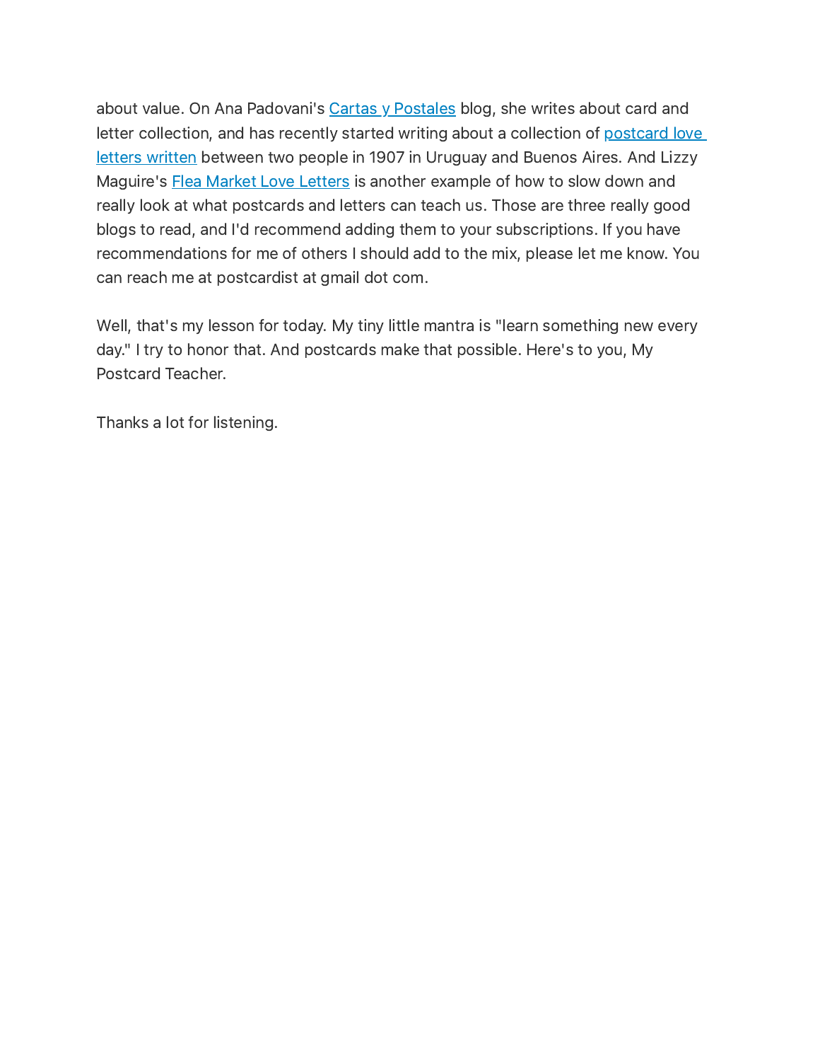about value. On Ana Padovani's Cartas y Postales blog, she writes about card and letter collection, and has recently started writing about a collection of postcard love letters written between two people in 1907 in Uruguay and Buenos Aires. And Lizzy Maguire's Flea Market Love Letters is another example of how to slow down and really look at what postcards and letters can teach us. Those are three really good blogs to read, and I'd recommend adding them to your subscriptions. If you have recommendations for me of others I should add to the mix, please let me know. You can reach me at postcardist at gmail dot com.

Well, that's my lesson for today. My tiny little mantra is "learn something new every day." I try to honor that. And postcards make that possible. Here's to you, My Postcard Teacher.

Thanks a lot for listening.